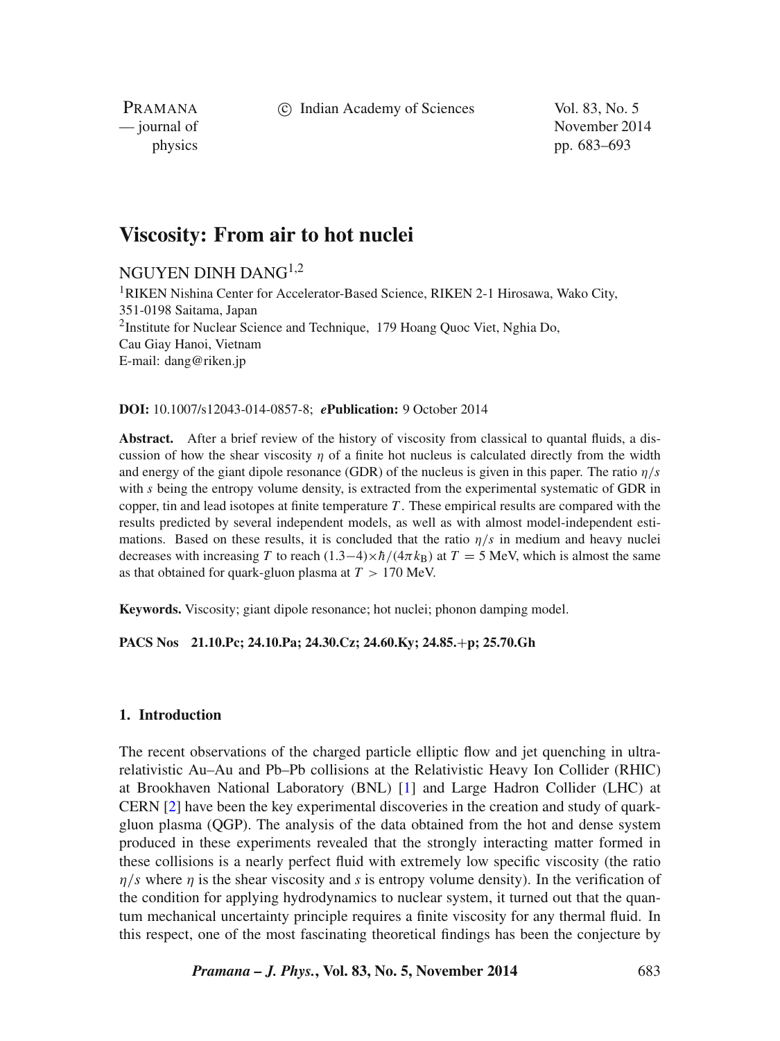# Viscosity: From air to hot nuclei

NGUYEN DINH DANG[1,2]

[1]RIKEN Nishina Center for Accelerator-Based Science, RIKEN 2-1 Hirosawa, Wako City, 351-0198 Saitama, Japan
[2]Institute for Nuclear Science and Technique, 179 Hoang Quoc Viet, Nghia Do, Cau Giay Hanoi, Vietnam
E-mail: dang@riken.jp

**DOI:** 10.1007/s12043-014-0857-8; ***e*Publication:** 9 October 2014

**Abstract.** After a brief review of the history of viscosity from classical to quantal fluids, a discussion of how the shear viscosity $\eta$ of a finite hot nucleus is calculated directly from the width and energy of the giant dipole resonance (GDR) of the nucleus is given in this paper. The ratio $\eta/s$ with $s$ being the entropy volume density, is extracted from the experimental systematic of GDR in copper, tin and lead isotopes at finite temperature $T$. These empirical results are compared with the results predicted by several independent models, as well as with almost model-independent estimations. Based on these results, it is concluded that the ratio $\eta/s$ in medium and heavy nuclei decreases with increasing $T$ to reach $(1.3-4)\times\hbar/(4\pi k_{\rm B})$ at $T = 5$ MeV, which is almost the same as that obtained for quark-gluon plasma at $T > 170$ MeV.

**Keywords.** Viscosity; giant dipole resonance; hot nuclei; phonon damping model.

**PACS Nos 21.10.Pc; 24.10.Pa; 24.30.Cz; 24.60.Ky; 24.85.+p; 25.70.Gh**

## 1. Introduction

The recent observations of the charged particle elliptic flow and jet quenching in ultra-relativistic Au–Au and Pb–Pb collisions at the Relativistic Heavy Ion Collider (RHIC) at Brookhaven National Laboratory (BNL) [1] and Large Hadron Collider (LHC) at CERN [2] have been the key experimental discoveries in the creation and study of quark-gluon plasma (QGP). The analysis of the data obtained from the hot and dense system produced in these experiments revealed that the strongly interacting matter formed in these collisions is a nearly perfect fluid with extremely low specific viscosity (the ratio $\eta/s$ where $\eta$ is the shear viscosity and $s$ is entropy volume density). In the verification of the condition for applying hydrodynamics to nuclear system, it turned out that the quantum mechanical uncertainty principle requires a finite viscosity for any thermal fluid. In this respect, one of the most fascinating theoretical findings has been the conjecture by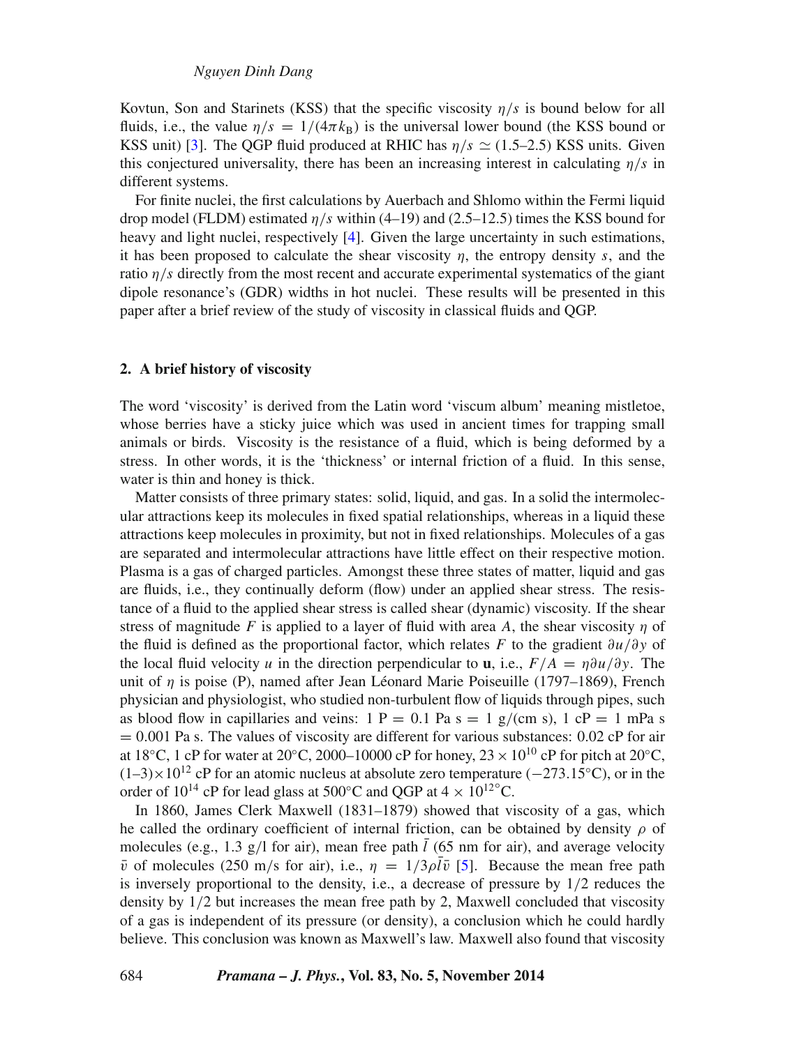Kovtun, Son and Starinets (KSS) that the specific viscosity $\eta/s$ is bound below for all fluids, i.e., the value $\eta/s = 1/(4\pi k_B)$ is the universal lower bound (the KSS bound or KSS unit) [3]. The QGP fluid produced at RHIC has $\eta/s \simeq$ (1.5–2.5) KSS units. Given this conjectured universality, there has been an increasing interest in calculating $\eta/s$ in different systems.

For finite nuclei, the first calculations by Auerbach and Shlomo within the Fermi liquid drop model (FLDM) estimated $\eta/s$ within (4–19) and (2.5–12.5) times the KSS bound for heavy and light nuclei, respectively [4]. Given the large uncertainty in such estimations, it has been proposed to calculate the shear viscosity $\eta$, the entropy density $s$, and the ratio $\eta/s$ directly from the most recent and accurate experimental systematics of the giant dipole resonance's (GDR) widths in hot nuclei. These results will be presented in this paper after a brief review of the study of viscosity in classical fluids and QGP.

## 2. A brief history of viscosity

The word 'viscosity' is derived from the Latin word 'viscum album' meaning mistletoe, whose berries have a sticky juice which was used in ancient times for trapping small animals or birds. Viscosity is the resistance of a fluid, which is being deformed by a stress. In other words, it is the 'thickness' or internal friction of a fluid. In this sense, water is thin and honey is thick.

Matter consists of three primary states: solid, liquid, and gas. In a solid the intermolecular attractions keep its molecules in fixed spatial relationships, whereas in a liquid these attractions keep molecules in proximity, but not in fixed relationships. Molecules of a gas are separated and intermolecular attractions have little effect on their respective motion. Plasma is a gas of charged particles. Amongst these three states of matter, liquid and gas are fluids, i.e., they continually deform (flow) under an applied shear stress. The resistance of a fluid to the applied shear stress is called shear (dynamic) viscosity. If the shear stress of magnitude $F$ is applied to a layer of fluid with area $A$, the shear viscosity $\eta$ of the fluid is defined as the proportional factor, which relates $F$ to the gradient $\partial u/\partial y$ of the local fluid velocity $u$ in the direction perpendicular to $\mathbf{u}$, i.e., $F/A = \eta \partial u/\partial y$. The unit of $\eta$ is poise (P), named after Jean Léonard Marie Poiseuille (1797–1869), French physician and physiologist, who studied non-turbulent flow of liquids through pipes, such as blood flow in capillaries and veins: 1 P = 0.1 Pa s = 1 g/(cm s), 1 cP = 1 mPa s = 0.001 Pa s. The values of viscosity are different for various substances: 0.02 cP for air at 18°C, 1 cP for water at 20°C, 2000–10000 cP for honey, $23 \times 10^{10}$ cP for pitch at 20°C, $(1–3)\times 10^{12}$ cP for an atomic nucleus at absolute zero temperature (−273.15°C), or in the order of $10^{14}$ cP for lead glass at 500°C and QGP at $4 \times 10^{12}$°C.

In 1860, James Clerk Maxwell (1831–1879) showed that viscosity of a gas, which he called the ordinary coefficient of internal friction, can be obtained by density $\rho$ of molecules (e.g., 1.3 g/l for air), mean free path $\bar{l}$ (65 nm for air), and average velocity $\bar{v}$ of molecules (250 m/s for air), i.e., $\eta = 1/3\rho\bar{l}\bar{v}$ [5]. Because the mean free path is inversely proportional to the density, i.e., a decrease of pressure by 1/2 reduces the density by 1/2 but increases the mean free path by 2, Maxwell concluded that viscosity of a gas is independent of its pressure (or density), a conclusion which he could hardly believe. This conclusion was known as Maxwell's law. Maxwell also found that viscosity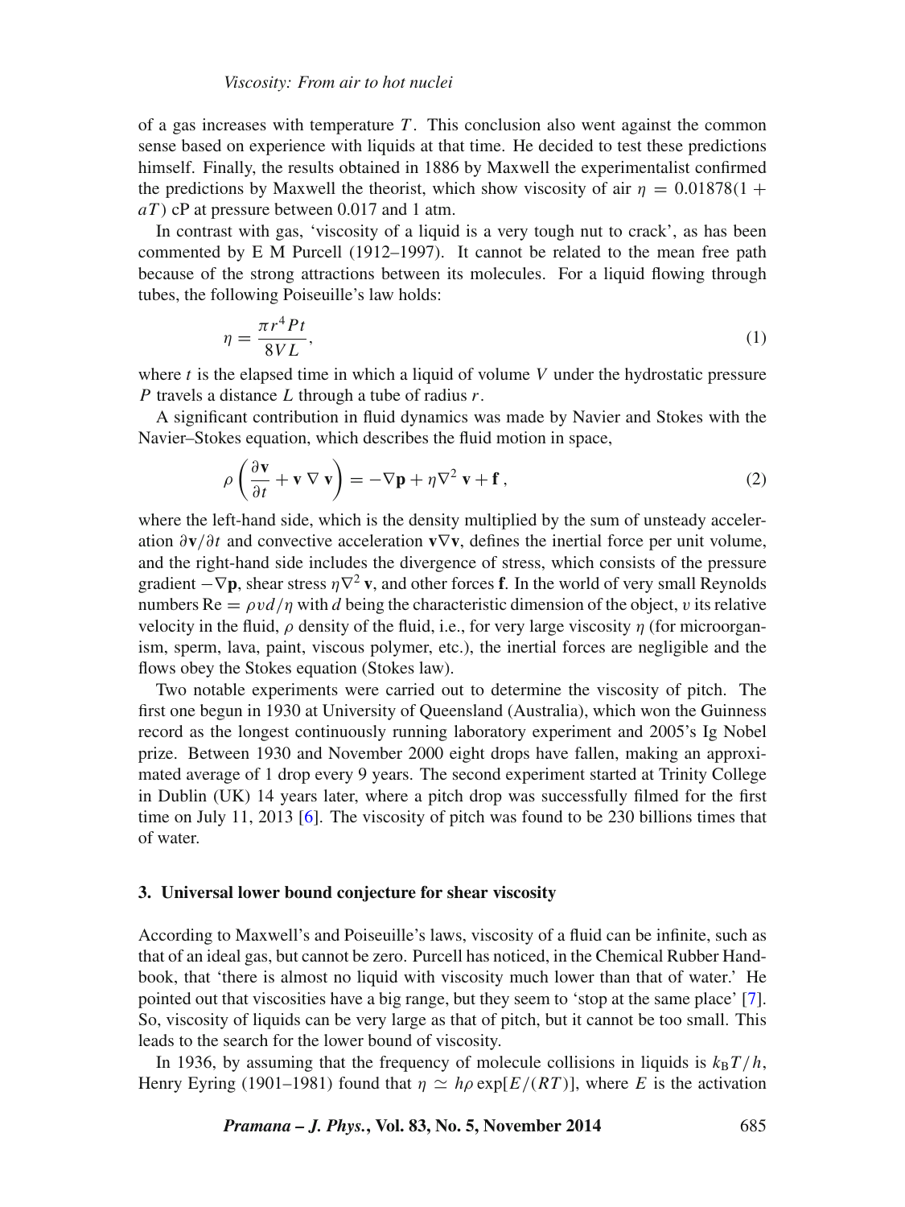of a gas increases with temperature $T$. This conclusion also went against the common sense based on experience with liquids at that time. He decided to test these predictions himself. Finally, the results obtained in 1886 by Maxwell the experimentalist confirmed the predictions by Maxwell the theorist, which show viscosity of air $\eta = 0.01878(1 + aT)$ cP at pressure between 0.017 and 1 atm.

In contrast with gas, 'viscosity of a liquid is a very tough nut to crack', as has been commented by E M Purcell (1912–1997). It cannot be related to the mean free path because of the strong attractions between its molecules. For a liquid flowing through tubes, the following Poiseuille's law holds:

$$\eta = \frac{\pi r^4 P t}{8VL}, \tag{1}$$

where $t$ is the elapsed time in which a liquid of volume $V$ under the hydrostatic pressure $P$ travels a distance $L$ through a tube of radius $r$.

A significant contribution in fluid dynamics was made by Navier and Stokes with the Navier–Stokes equation, which describes the fluid motion in space,

$$\rho\left(\frac{\partial \mathbf{v}}{\partial t} + \mathbf{v}\,\nabla\,\mathbf{v}\right) = -\nabla \mathbf{p} + \eta \nabla^2\,\mathbf{v} + \mathbf{f}\,, \tag{2}$$

where the left-hand side, which is the density multiplied by the sum of unsteady acceleration $\partial\mathbf{v}/\partial t$ and convective acceleration $\mathbf{v}\nabla\mathbf{v}$, defines the inertial force per unit volume, and the right-hand side includes the divergence of stress, which consists of the pressure gradient $-\nabla\mathbf{p}$, shear stress $\eta\nabla^2\,\mathbf{v}$, and other forces $\mathbf{f}$. In the world of very small Reynolds numbers $\mathrm{Re} = \rho v d/\eta$ with $d$ being the characteristic dimension of the object, $v$ its relative velocity in the fluid, $\rho$ density of the fluid, i.e., for very large viscosity $\eta$ (for microorganism, sperm, lava, paint, viscous polymer, etc.), the inertial forces are negligible and the flows obey the Stokes equation (Stokes law).

Two notable experiments were carried out to determine the viscosity of pitch. The first one begun in 1930 at University of Queensland (Australia), which won the Guinness record as the longest continuously running laboratory experiment and 2005's Ig Nobel prize. Between 1930 and November 2000 eight drops have fallen, making an approximated average of 1 drop every 9 years. The second experiment started at Trinity College in Dublin (UK) 14 years later, where a pitch drop was successfully filmed for the first time on July 11, 2013 [6]. The viscosity of pitch was found to be 230 billions times that of water.

## 3. Universal lower bound conjecture for shear viscosity

According to Maxwell's and Poiseuille's laws, viscosity of a fluid can be infinite, such as that of an ideal gas, but cannot be zero. Purcell has noticed, in the Chemical Rubber Handbook, that 'there is almost no liquid with viscosity much lower than that of water.' He pointed out that viscosities have a big range, but they seem to 'stop at the same place' [7]. So, viscosity of liquids can be very large as that of pitch, but it cannot be too small. This leads to the search for the lower bound of viscosity.

In 1936, by assuming that the frequency of molecule collisions in liquids is $k_{\mathrm{B}}T/h$, Henry Eyring (1901–1981) found that $\eta \simeq h\rho \exp[E/(RT)]$, where $E$ is the activation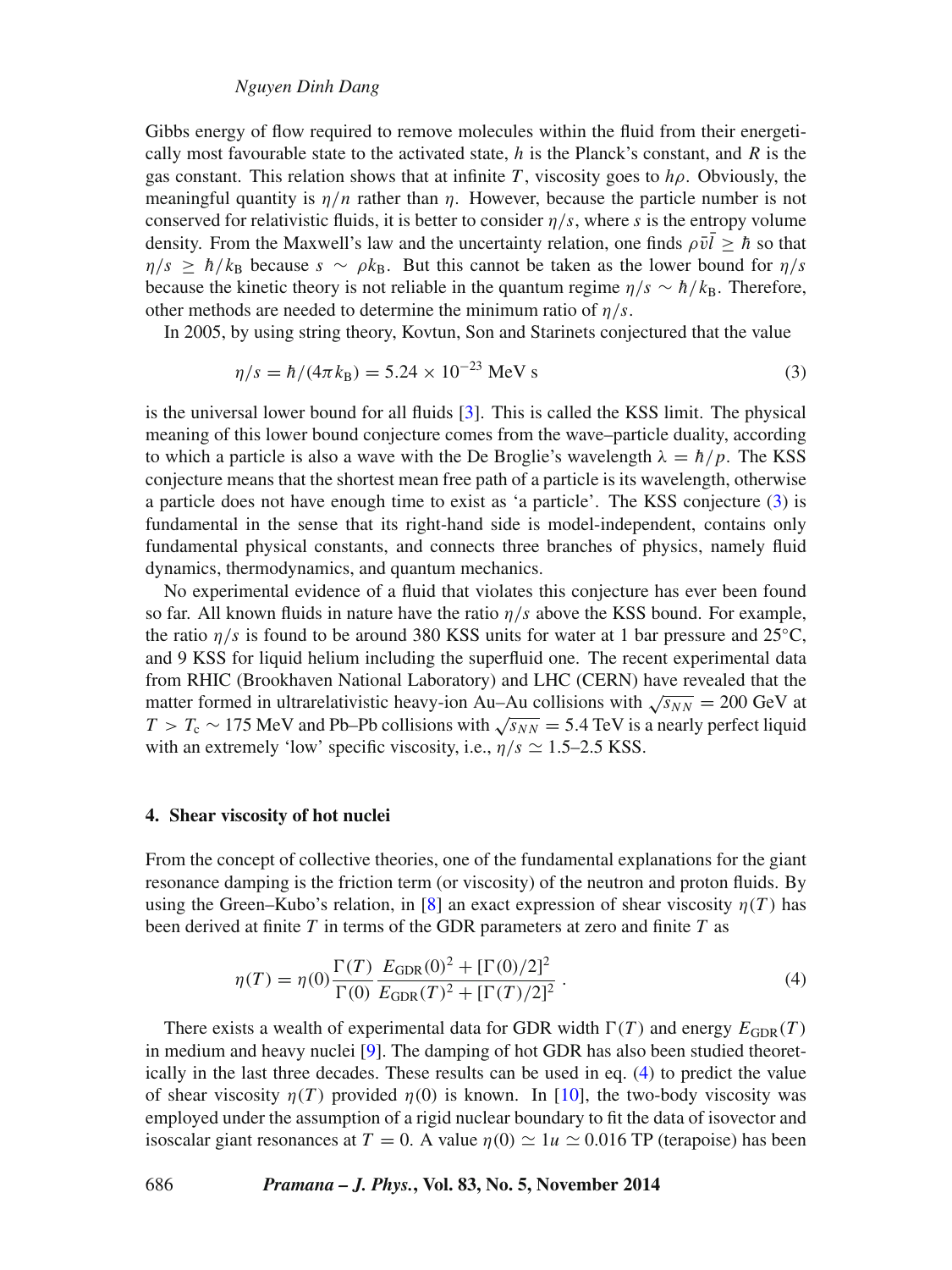Gibbs energy of flow required to remove molecules within the fluid from their energetically most favourable state to the activated state, $h$ is the Planck's constant, and $R$ is the gas constant. This relation shows that at infinite $T$, viscosity goes to $h\rho$. Obviously, the meaningful quantity is $\eta/n$ rather than $\eta$. However, because the particle number is not conserved for relativistic fluids, it is better to consider $\eta/s$, where $s$ is the entropy volume density. From the Maxwell's law and the uncertainty relation, one finds $\rho\bar{v}\bar{l} \geq \hbar$ so that $\eta/s \geq \hbar/k_{\mathrm{B}}$ because $s \sim \rho k_{\mathrm{B}}$. But this cannot be taken as the lower bound for $\eta/s$ because the kinetic theory is not reliable in the quantum regime $\eta/s \sim \hbar/k_{\mathrm{B}}$. Therefore, other methods are needed to determine the minimum ratio of $\eta/s$.

In 2005, by using string theory, Kovtun, Son and Starinets conjectured that the value

$$\eta/s = \hbar/(4\pi k_{\mathrm{B}}) = 5.24 \times 10^{-23}\ \mathrm{MeV\ s} \tag{3}$$

is the universal lower bound for all fluids [3]. This is called the KSS limit. The physical meaning of this lower bound conjecture comes from the wave–particle duality, according to which a particle is also a wave with the De Broglie's wavelength $\lambda = \hbar/p$. The KSS conjecture means that the shortest mean free path of a particle is its wavelength, otherwise a particle does not have enough time to exist as 'a particle'. The KSS conjecture (3) is fundamental in the sense that its right-hand side is model-independent, contains only fundamental physical constants, and connects three branches of physics, namely fluid dynamics, thermodynamics, and quantum mechanics.

No experimental evidence of a fluid that violates this conjecture has ever been found so far. All known fluids in nature have the ratio $\eta/s$ above the KSS bound. For example, the ratio $\eta/s$ is found to be around 380 KSS units for water at 1 bar pressure and 25°C, and 9 KSS for liquid helium including the superfluid one. The recent experimental data from RHIC (Brookhaven National Laboratory) and LHC (CERN) have revealed that the matter formed in ultrarelativistic heavy-ion Au–Au collisions with $\sqrt{s_{NN}} = 200$ GeV at $T > T_{\mathrm{c}} \sim 175$ MeV and Pb–Pb collisions with $\sqrt{s_{NN}} = 5.4$ TeV is a nearly perfect liquid with an extremely 'low' specific viscosity, i.e., $\eta/s \simeq 1.5$–$2.5$ KSS.

## 4. Shear viscosity of hot nuclei

From the concept of collective theories, one of the fundamental explanations for the giant resonance damping is the friction term (or viscosity) of the neutron and proton fluids. By using the Green–Kubo's relation, in [8] an exact expression of shear viscosity $\eta(T)$ has been derived at finite $T$ in terms of the GDR parameters at zero and finite $T$ as

$$\eta(T) = \eta(0)\frac{\Gamma(T)}{\Gamma(0)}\frac{E_{\mathrm{GDR}}(0)^2 + [\Gamma(0)/2]^2}{E_{\mathrm{GDR}}(T)^2 + [\Gamma(T)/2]^2}\,. \tag{4}$$

There exists a wealth of experimental data for GDR width $\Gamma(T)$ and energy $E_{\mathrm{GDR}}(T)$ in medium and heavy nuclei [9]. The damping of hot GDR has also been studied theoretically in the last three decades. These results can be used in eq. (4) to predict the value of shear viscosity $\eta(T)$ provided $\eta(0)$ is known. In [10], the two-body viscosity was employed under the assumption of a rigid nuclear boundary to fit the data of isovector and isoscalar giant resonances at $T = 0$. A value $\eta(0) \simeq 1u \simeq 0.016$ TP (terapoise) has been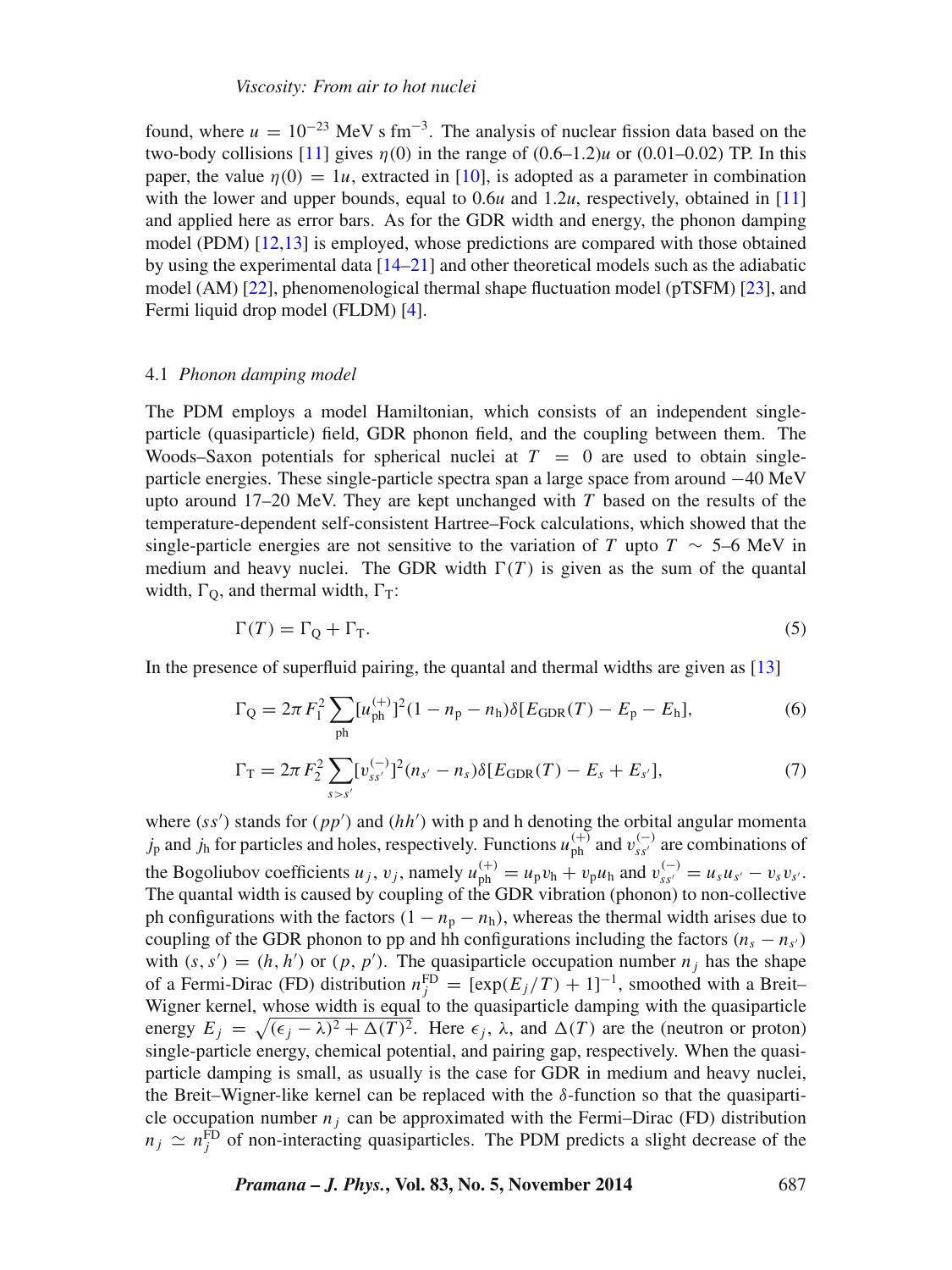found, where $u = 10^{-23}$ MeV s fm$^{-3}$. The analysis of nuclear fission data based on the two-body collisions [11] gives $\eta(0)$ in the range of (0.6–1.2)$u$ or (0.01–0.02) TP. In this paper, the value $\eta(0) = 1u$, extracted in [10], is adopted as a parameter in combination with the lower and upper bounds, equal to $0.6u$ and $1.2u$, respectively, obtained in [11] and applied here as error bars. As for the GDR width and energy, the phonon damping model (PDM) [12,13] is employed, whose predictions are compared with those obtained by using the experimental data [14–21] and other theoretical models such as the adiabatic model (AM) [22], phenomenological thermal shape fluctuation model (pTSFM) [23], and Fermi liquid drop model (FLDM) [4].

### 4.1 *Phonon damping model*

The PDM employs a model Hamiltonian, which consists of an independent single-particle (quasiparticle) field, GDR phonon field, and the coupling between them. The Woods–Saxon potentials for spherical nuclei at $T = 0$ are used to obtain single-particle energies. These single-particle spectra span a large space from around −40 MeV upto around 17–20 MeV. They are kept unchanged with $T$ based on the results of the temperature-dependent self-consistent Hartree–Fock calculations, which showed that the single-particle energies are not sensitive to the variation of $T$ upto $T \sim$ 5–6 MeV in medium and heavy nuclei. The GDR width $\Gamma(T)$ is given as the sum of the quantal width, $\Gamma_{\rm Q}$, and thermal width, $\Gamma_{\rm T}$:

$$\Gamma(T) = \Gamma_{\rm Q} + \Gamma_{\rm T}. \tag{5}$$

In the presence of superfluid pairing, the quantal and thermal widths are given as [13]

$$\Gamma_{\rm Q} = 2\pi F_1^2 \sum_{\rm ph} [u_{\rm ph}^{(+)}]^2 (1 - n_{\rm p} - n_{\rm h}) \delta[E_{\rm GDR}(T) - E_{\rm p} - E_{\rm h}], \tag{6}$$

$$\Gamma_{\rm T} = 2\pi F_2^2 \sum_{s>s'} [v_{ss'}^{(-)}]^2 (n_{s'} - n_s) \delta[E_{\rm GDR}(T) - E_s + E_{s'}], \tag{7}$$

where $(ss')$ stands for $(pp')$ and $(hh')$ with p and h denoting the orbital angular momenta $j_{\rm p}$ and $j_{\rm h}$ for particles and holes, respectively. Functions $u_{\rm ph}^{(+)}$ and $v_{ss'}^{(-)}$ are combinations of the Bogoliubov coefficients $u_j$, $v_j$, namely $u_{\rm ph}^{(+)} = u_{\rm p}v_{\rm h} + v_{\rm p}u_{\rm h}$ and $v_{ss'}^{(-)} = u_s u_{s'} - v_s v_{s'}$. The quantal width is caused by coupling of the GDR vibration (phonon) to non-collective ph configurations with the factors $(1 - n_{\rm p} - n_{\rm h})$, whereas the thermal width arises due to coupling of the GDR phonon to pp and hh configurations including the factors $(n_s - n_{s'})$ with $(s, s') = (h, h')$ or $(p, p')$. The quasiparticle occupation number $n_j$ has the shape of a Fermi-Dirac (FD) distribution $n_j^{\rm FD} = [\exp(E_j/T) + 1]^{-1}$, smoothed with a Breit–Wigner kernel, whose width is equal to the quasiparticle damping with the quasiparticle energy $E_j = \sqrt{(\epsilon_j - \lambda)^2 + \Delta(T)^2}$. Here $\epsilon_j$, $\lambda$, and $\Delta(T)$ are the (neutron or proton) single-particle energy, chemical potential, and pairing gap, respectively. When the quasiparticle damping is small, as usually is the case for GDR in medium and heavy nuclei, the Breit–Wigner-like kernel can be replaced with the $\delta$-function so that the quasiparticle occupation number $n_j$ can be approximated with the Fermi–Dirac (FD) distribution $n_j \simeq n_j^{\rm FD}$ of non-interacting quasiparticles. The PDM predicts a slight decrease of the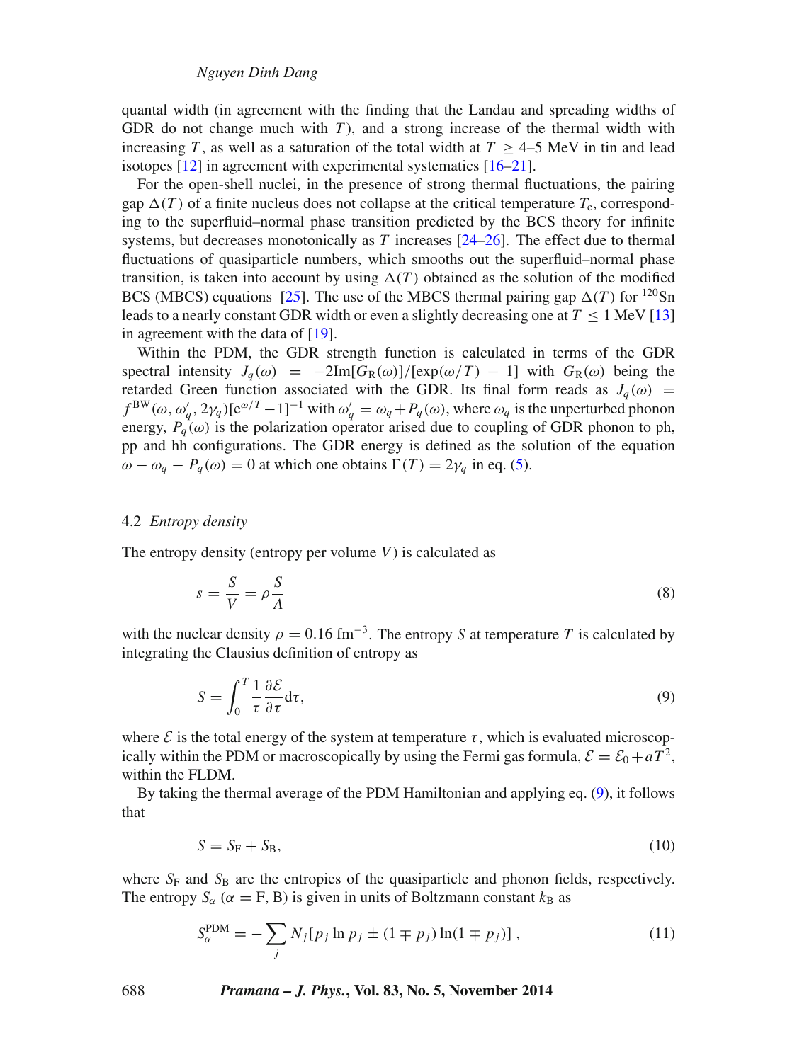quantal width (in agreement with the finding that the Landau and spreading widths of GDR do not change much with $T$), and a strong increase of the thermal width with increasing $T$, as well as a saturation of the total width at $T \geq$ 4–5 MeV in tin and lead isotopes [12] in agreement with experimental systematics [16–21].

For the open-shell nuclei, in the presence of strong thermal fluctuations, the pairing gap $\Delta(T)$ of a finite nucleus does not collapse at the critical temperature $T_c$, corresponding to the superfluid–normal phase transition predicted by the BCS theory for infinite systems, but decreases monotonically as $T$ increases [24–26]. The effect due to thermal fluctuations of quasiparticle numbers, which smooths out the superfluid–normal phase transition, is taken into account by using $\Delta(T)$ obtained as the solution of the modified BCS (MBCS) equations [25]. The use of the MBCS thermal pairing gap $\Delta(T)$ for $^{120}$Sn leads to a nearly constant GDR width or even a slightly decreasing one at $T \leq 1$ MeV [13] in agreement with the data of [19].

Within the PDM, the GDR strength function is calculated in terms of the GDR spectral intensity $J_q(\omega) = -2\mathrm{Im}[G_\mathrm{R}(\omega)]/[\exp(\omega/T) - 1]$ with $G_\mathrm{R}(\omega)$ being the retarded Green function associated with the GDR. Its final form reads as $J_q(\omega) = f^{\mathrm{BW}}(\omega, \omega'_q, 2\gamma_q)[\mathrm{e}^{\omega/T} - 1]^{-1}$ with $\omega'_q = \omega_q + P_q(\omega)$, where $\omega_q$ is the unperturbed phonon energy, $P_q(\omega)$ is the polarization operator arised due to coupling of GDR phonon to ph, pp and hh configurations. The GDR energy is defined as the solution of the equation $\omega - \omega_q - P_q(\omega) = 0$ at which one obtains $\Gamma(T) = 2\gamma_q$ in eq. (5).

### 4.2 *Entropy density*

The entropy density (entropy per volume $V$) is calculated as

$$s = \frac{S}{V} = \rho \frac{S}{A} \tag{8}$$

with the nuclear density $\rho = 0.16$ fm$^{-3}$. The entropy $S$ at temperature $T$ is calculated by integrating the Clausius definition of entropy as

$$S = \int_0^T \frac{1}{\tau} \frac{\partial \mathcal{E}}{\partial \tau} \mathrm{d}\tau, \tag{9}$$

where $\mathcal{E}$ is the total energy of the system at temperature $\tau$, which is evaluated microscopically within the PDM or macroscopically by using the Fermi gas formula, $\mathcal{E} = \mathcal{E}_0 + aT^2$, within the FLDM.

By taking the thermal average of the PDM Hamiltonian and applying eq. (9), it follows that

$$S = S_\mathrm{F} + S_\mathrm{B}, \tag{10}$$

where $S_\mathrm{F}$ and $S_\mathrm{B}$ are the entropies of the quasiparticle and phonon fields, respectively. The entropy $S_\alpha$ ($\alpha = \mathrm{F}, \mathrm{B}$) is given in units of Boltzmann constant $k_\mathrm{B}$ as

$$S_\alpha^{\mathrm{PDM}} = -\sum_j N_j [p_j \ln p_j \pm (1 \mp p_j) \ln(1 \mp p_j)], \tag{11}$$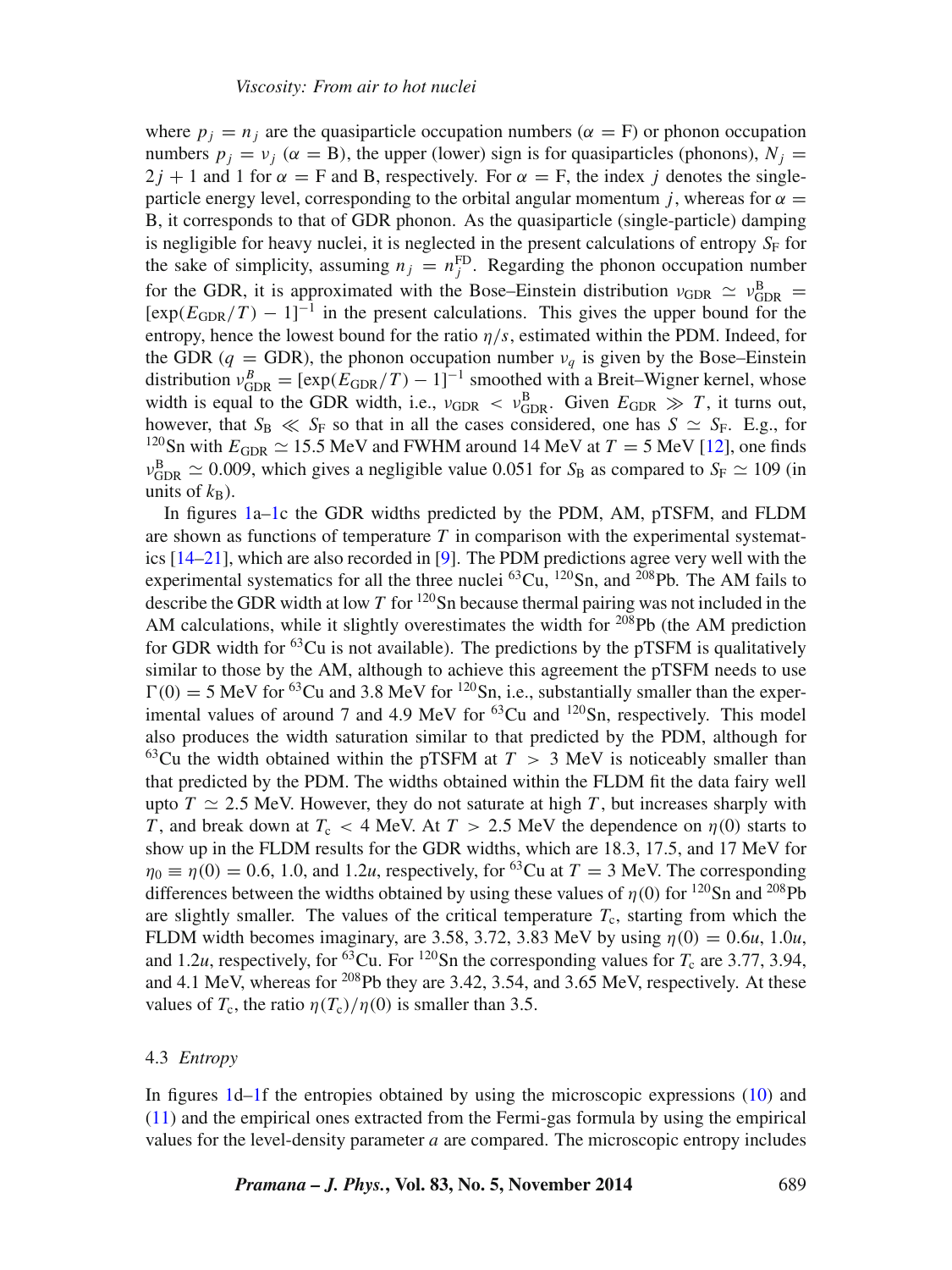where $p_j = n_j$ are the quasiparticle occupation numbers ($\alpha$ = F) or phonon occupation numbers $p_j = \nu_j$ ($\alpha$ = B), the upper (lower) sign is for quasiparticles (phonons), $N_j = 2j + 1$ and 1 for $\alpha$ = F and B, respectively. For $\alpha$ = F, the index $j$ denotes the single-particle energy level, corresponding to the orbital angular momentum $j$, whereas for $\alpha$ = B, it corresponds to that of GDR phonon. As the quasiparticle (single-particle) damping is negligible for heavy nuclei, it is neglected in the present calculations of entropy $S_{\rm F}$ for the sake of simplicity, assuming $n_j = n_j^{\rm FD}$. Regarding the phonon occupation number for the GDR, it is approximated with the Bose–Einstein distribution $\nu_{\rm GDR} \simeq \nu_{\rm GDR}^{\rm B} = [\exp(E_{\rm GDR}/T) - 1]^{-1}$ in the present calculations. This gives the upper bound for the entropy, hence the lowest bound for the ratio $\eta/s$, estimated within the PDM. Indeed, for the GDR ($q$ = GDR), the phonon occupation number $\nu_q$ is given by the Bose–Einstein distribution $\nu_{\rm GDR}^{B} = [\exp(E_{\rm GDR}/T) - 1]^{-1}$ smoothed with a Breit–Wigner kernel, whose width is equal to the GDR width, i.e., $\nu_{\rm GDR} < \nu_{\rm GDR}^{\rm B}$. Given $E_{\rm GDR} \gg T$, it turns out, however, that $S_{\rm B} \ll S_{\rm F}$ so that in all the cases considered, one has $S \simeq S_{\rm F}$. E.g., for $^{120}$Sn with $E_{\rm GDR} \simeq 15.5$ MeV and FWHM around 14 MeV at $T = 5$ MeV [12], one finds $\nu_{\rm GDR}^{\rm B} \simeq 0.009$, which gives a negligible value 0.051 for $S_{\rm B}$ as compared to $S_{\rm F} \simeq 109$ (in units of $k_{\rm B}$).

In figures 1a–1c the GDR widths predicted by the PDM, AM, pTSFM, and FLDM are shown as functions of temperature $T$ in comparison with the experimental systematics [14–21], which are also recorded in [9]. The PDM predictions agree very well with the experimental systematics for all the three nuclei $^{63}$Cu, $^{120}$Sn, and $^{208}$Pb. The AM fails to describe the GDR width at low $T$ for $^{120}$Sn because thermal pairing was not included in the AM calculations, while it slightly overestimates the width for $^{208}$Pb (the AM prediction for GDR width for $^{63}$Cu is not available). The predictions by the pTSFM is qualitatively similar to those by the AM, although to achieve this agreement the pTSFM needs to use $\Gamma(0) = 5$ MeV for $^{63}$Cu and 3.8 MeV for $^{120}$Sn, i.e., substantially smaller than the experimental values of around 7 and 4.9 MeV for $^{63}$Cu and $^{120}$Sn, respectively. This model also produces the width saturation similar to that predicted by the PDM, although for $^{63}$Cu the width obtained within the pTSFM at $T > 3$ MeV is noticeably smaller than that predicted by the PDM. The widths obtained within the FLDM fit the data fairy well upto $T \simeq 2.5$ MeV. However, they do not saturate at high $T$, but increases sharply with $T$, and break down at $T_{\rm c} < 4$ MeV. At $T > 2.5$ MeV the dependence on $\eta(0)$ starts to show up in the FLDM results for the GDR widths, which are 18.3, 17.5, and 17 MeV for $\eta_0 \equiv \eta(0) = 0.6$, 1.0, and 1.2$u$, respectively, for $^{63}$Cu at $T = 3$ MeV. The corresponding differences between the widths obtained by using these values of $\eta(0)$ for $^{120}$Sn and $^{208}$Pb are slightly smaller. The values of the critical temperature $T_{\rm c}$, starting from which the FLDM width becomes imaginary, are 3.58, 3.72, 3.83 MeV by using $\eta(0) = 0.6u$, 1.0$u$, and 1.2$u$, respectively, for $^{63}$Cu. For $^{120}$Sn the corresponding values for $T_{\rm c}$ are 3.77, 3.94, and 4.1 MeV, whereas for $^{208}$Pb they are 3.42, 3.54, and 3.65 MeV, respectively. At these values of $T_{\rm c}$, the ratio $\eta(T_{\rm c})/\eta(0)$ is smaller than 3.5.

### 4.3 *Entropy*

In figures 1d–1f the entropies obtained by using the microscopic expressions (10) and (11) and the empirical ones extracted from the Fermi-gas formula by using the empirical values for the level-density parameter $a$ are compared. The microscopic entropy includes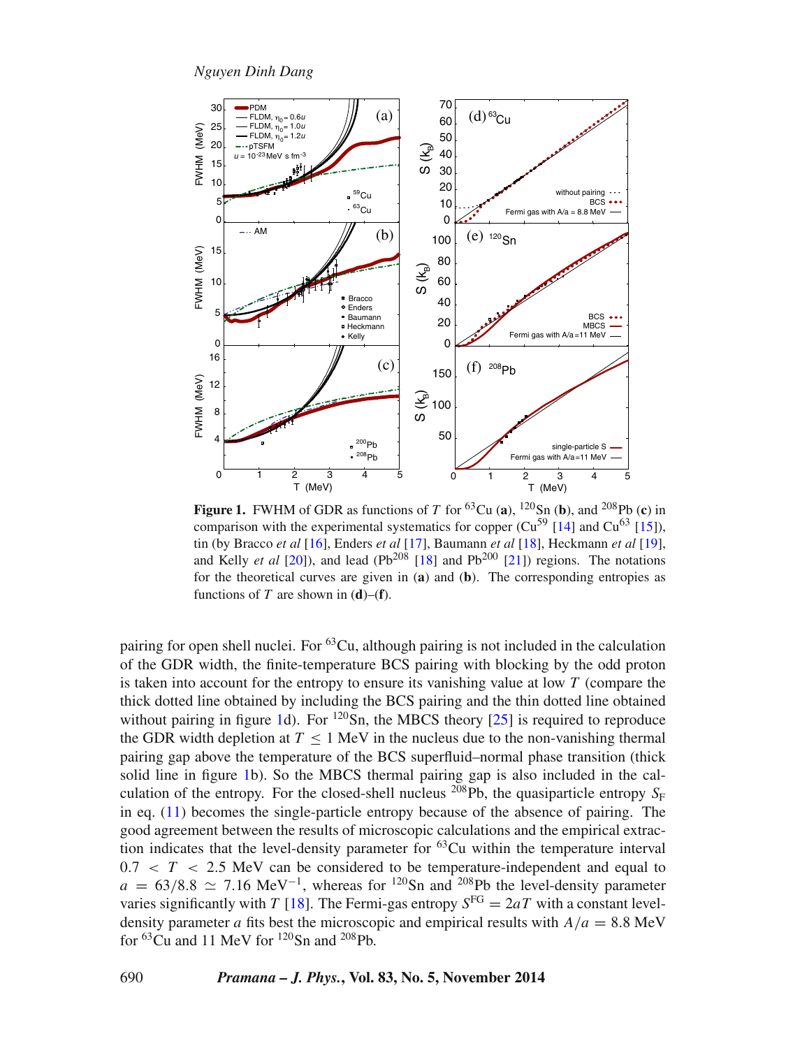**Figure 1.** FWHM of GDR as functions of $T$ for $^{63}$Cu (**a**), $^{120}$Sn (**b**), and $^{208}$Pb (**c**) in comparison with the experimental systematics for copper (Cu$^{59}$ [14] and Cu$^{63}$ [15]), tin (by Bracco *et al* [16], Enders *et al* [17], Baumann *et al* [18], Heckmann *et al* [19], and Kelly *et al* [20]), and lead (Pb$^{208}$ [18] and Pb$^{200}$ [21]) regions. The notations for the theoretical curves are given in (**a**) and (**b**). The corresponding entropies as functions of $T$ are shown in (**d**)–(**f**).

pairing for open shell nuclei. For $^{63}$Cu, although pairing is not included in the calculation of the GDR width, the finite-temperature BCS pairing with blocking by the odd proton is taken into account for the entropy to ensure its vanishing value at low $T$ (compare the thick dotted line obtained by including the BCS pairing and the thin dotted line obtained without pairing in figure 1d). For $^{120}$Sn, the MBCS theory [25] is required to reproduce the GDR width depletion at $T \leq 1$ MeV in the nucleus due to the non-vanishing thermal pairing gap above the temperature of the BCS superfluid–normal phase transition (thick solid line in figure 1b). So the MBCS thermal pairing gap is also included in the calculation of the entropy. For the closed-shell nucleus $^{208}$Pb, the quasiparticle entropy $S_{\rm F}$ in eq. (11) becomes the single-particle entropy because of the absence of pairing. The good agreement between the results of microscopic calculations and the empirical extraction indicates that the level-density parameter for $^{63}$Cu within the temperature interval $0.7 < T < 2.5$ MeV can be considered to be temperature-independent and equal to $a = 63/8.8 \simeq 7.16$ MeV$^{-1}$, whereas for $^{120}$Sn and $^{208}$Pb the level-density parameter varies significantly with $T$ [18]. The Fermi-gas entropy $S^{\rm FG} = 2aT$ with a constant level-density parameter $a$ fits best the microscopic and empirical results with $A/a = 8.8$ MeV for $^{63}$Cu and 11 MeV for $^{120}$Sn and $^{208}$Pb.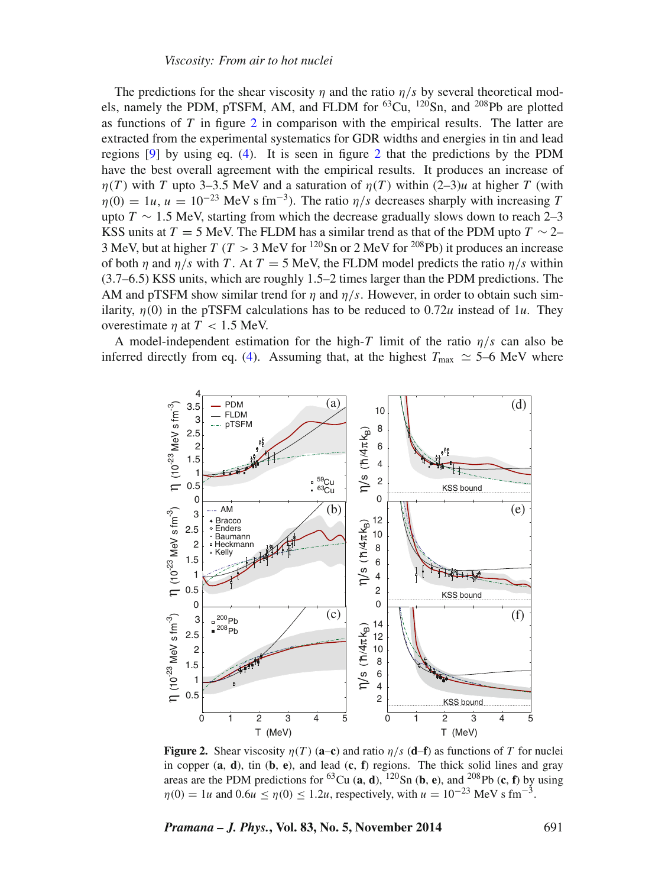The predictions for the shear viscosity $\eta$ and the ratio $\eta/s$ by several theoretical models, namely the PDM, pTSFM, AM, and FLDM for $^{63}$Cu, $^{120}$Sn, and $^{208}$Pb are plotted as functions of $T$ in figure 2 in comparison with the empirical results. The latter are extracted from the experimental systematics for GDR widths and energies in tin and lead regions [9] by using eq. (4). It is seen in figure 2 that the predictions by the PDM have the best overall agreement with the empirical results. It produces an increase of $\eta(T)$ with $T$ upto 3–3.5 MeV and a saturation of $\eta(T)$ within (2–3)$u$ at higher $T$ (with $\eta(0) = 1u$, $u = 10^{-23}$ MeV s fm$^{-3}$). The ratio $\eta/s$ decreases sharply with increasing $T$ upto $T \sim 1.5$ MeV, starting from which the decrease gradually slows down to reach 2–3 KSS units at $T = 5$ MeV. The FLDM has a similar trend as that of the PDM upto $T \sim 2$–3 MeV, but at higher $T$ ($T > 3$ MeV for $^{120}$Sn or 2 MeV for $^{208}$Pb) it produces an increase of both $\eta$ and $\eta/s$ with $T$. At $T = 5$ MeV, the FLDM model predicts the ratio $\eta/s$ within (3.7–6.5) KSS units, which are roughly 1.5–2 times larger than the PDM predictions. The AM and pTSFM show similar trend for $\eta$ and $\eta/s$. However, in order to obtain such similarity, $\eta(0)$ in the pTSFM calculations has to be reduced to $0.72u$ instead of $1u$. They overestimate $\eta$ at $T < 1.5$ MeV.

A model-independent estimation for the high-$T$ limit of the ratio $\eta/s$ can also be inferred directly from eq. (4). Assuming that, at the highest $T_{\text{max}} \simeq 5$–6 MeV where

**Figure 2.** Shear viscosity $\eta(T)$ (**a**–**c**) and ratio $\eta/s$ (**d**–**f**) as functions of $T$ for nuclei in copper (**a**, **d**), tin (**b**, **e**), and lead (**c**, **f**) regions. The thick solid lines and gray areas are the PDM predictions for $^{63}$Cu (**a**, **d**), $^{120}$Sn (**b**, **e**), and $^{208}$Pb (**c**, **f**) by using $\eta(0) = 1u$ and $0.6u \leq \eta(0) \leq 1.2u$, respectively, with $u = 10^{-23}$ MeV s fm$^{-3}$.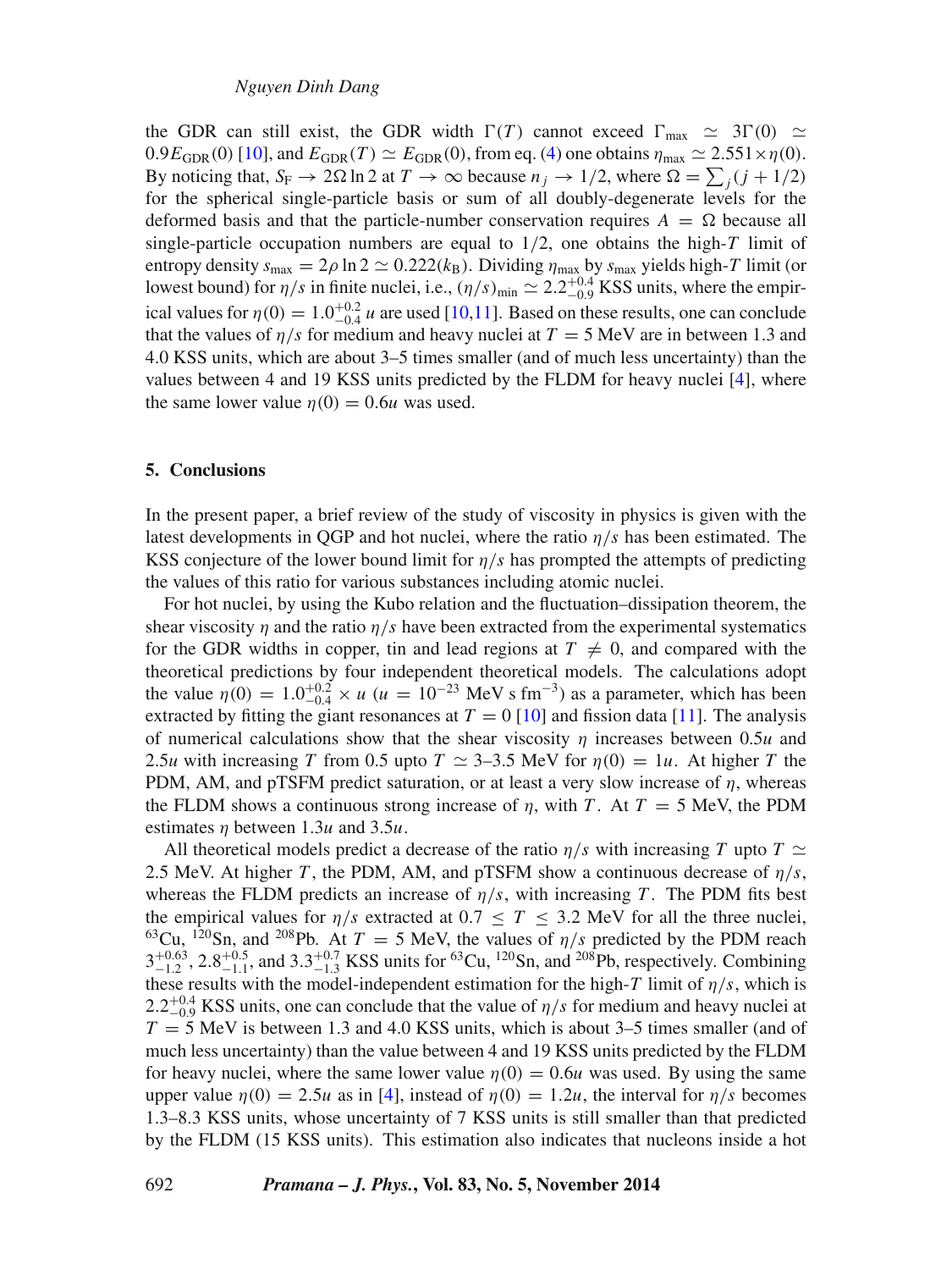the GDR can still exist, the GDR width $\Gamma(T)$ cannot exceed $\Gamma_{\rm max} \simeq 3\Gamma(0) \simeq 0.9E_{\rm GDR}(0)$ [10], and $E_{\rm GDR}(T) \simeq E_{\rm GDR}(0)$, from eq. (4) one obtains $\eta_{\rm max} \simeq 2.551\times\eta(0)$. By noticing that, $S_{\rm F} \to 2\Omega \ln 2$ at $T \to \infty$ because $n_j \to 1/2$, where $\Omega = \sum_j (j+1/2)$ for the spherical single-particle basis or sum of all doubly-degenerate levels for the deformed basis and that the particle-number conservation requires $A = \Omega$ because all single-particle occupation numbers are equal to 1/2, one obtains the high-$T$ limit of entropy density $s_{\rm max} = 2\rho \ln 2 \simeq 0.222(k_{\rm B})$. Dividing $\eta_{\rm max}$ by $s_{\rm max}$ yields high-$T$ limit (or lowest bound) for $\eta/s$ in finite nuclei, i.e., $(\eta/s)_{\rm min} \simeq 2.2^{+0.4}_{-0.9}$ KSS units, where the empirical values for $\eta(0) = 1.0^{+0.2}_{-0.4}\,u$ are used [10,11]. Based on these results, one can conclude that the values of $\eta/s$ for medium and heavy nuclei at $T = 5$ MeV are in between 1.3 and 4.0 KSS units, which are about 3–5 times smaller (and of much less uncertainty) than the values between 4 and 19 KSS units predicted by the FLDM for heavy nuclei [4], where the same lower value $\eta(0) = 0.6u$ was used.

## 5. Conclusions

In the present paper, a brief review of the study of viscosity in physics is given with the latest developments in QGP and hot nuclei, where the ratio $\eta/s$ has been estimated. The KSS conjecture of the lower bound limit for $\eta/s$ has prompted the attempts of predicting the values of this ratio for various substances including atomic nuclei.

For hot nuclei, by using the Kubo relation and the fluctuation–dissipation theorem, the shear viscosity $\eta$ and the ratio $\eta/s$ have been extracted from the experimental systematics for the GDR widths in copper, tin and lead regions at $T \neq 0$, and compared with the theoretical predictions by four independent theoretical models. The calculations adopt the value $\eta(0) = 1.0^{+0.2}_{-0.4} \times u$ ($u = 10^{-23}$ MeV s fm$^{-3}$) as a parameter, which has been extracted by fitting the giant resonances at $T = 0$ [10] and fission data [11]. The analysis of numerical calculations show that the shear viscosity $\eta$ increases between $0.5u$ and $2.5u$ with increasing $T$ from 0.5 upto $T \simeq$ 3–3.5 MeV for $\eta(0) = 1u$. At higher $T$ the PDM, AM, and pTSFM predict saturation, or at least a very slow increase of $\eta$, whereas the FLDM shows a continuous strong increase of $\eta$, with $T$. At $T = 5$ MeV, the PDM estimates $\eta$ between $1.3u$ and $3.5u$.

All theoretical models predict a decrease of the ratio $\eta/s$ with increasing $T$ upto $T \simeq 2.5$ MeV. At higher $T$, the PDM, AM, and pTSFM show a continuous decrease of $\eta/s$, whereas the FLDM predicts an increase of $\eta/s$, with increasing $T$. The PDM fits best the empirical values for $\eta/s$ extracted at $0.7 \le T \le 3.2$ MeV for all the three nuclei, $^{63}$Cu, $^{120}$Sn, and $^{208}$Pb. At $T = 5$ MeV, the values of $\eta/s$ predicted by the PDM reach $3^{+0.63}_{-1.2}$, $2.8^{+0.5}_{-1.1}$, and $3.3^{+0.7}_{-1.3}$ KSS units for $^{63}$Cu, $^{120}$Sn, and $^{208}$Pb, respectively. Combining these results with the model-independent estimation for the high-$T$ limit of $\eta/s$, which is $2.2^{+0.4}_{-0.9}$ KSS units, one can conclude that the value of $\eta/s$ for medium and heavy nuclei at $T = 5$ MeV is between 1.3 and 4.0 KSS units, which is about 3–5 times smaller (and of much less uncertainty) than the value between 4 and 19 KSS units predicted by the FLDM for heavy nuclei, where the same lower value $\eta(0) = 0.6u$ was used. By using the same upper value $\eta(0) = 2.5u$ as in [4], instead of $\eta(0) = 1.2u$, the interval for $\eta/s$ becomes 1.3–8.3 KSS units, whose uncertainty of 7 KSS units is still smaller than that predicted by the FLDM (15 KSS units). This estimation also indicates that nucleons inside a hot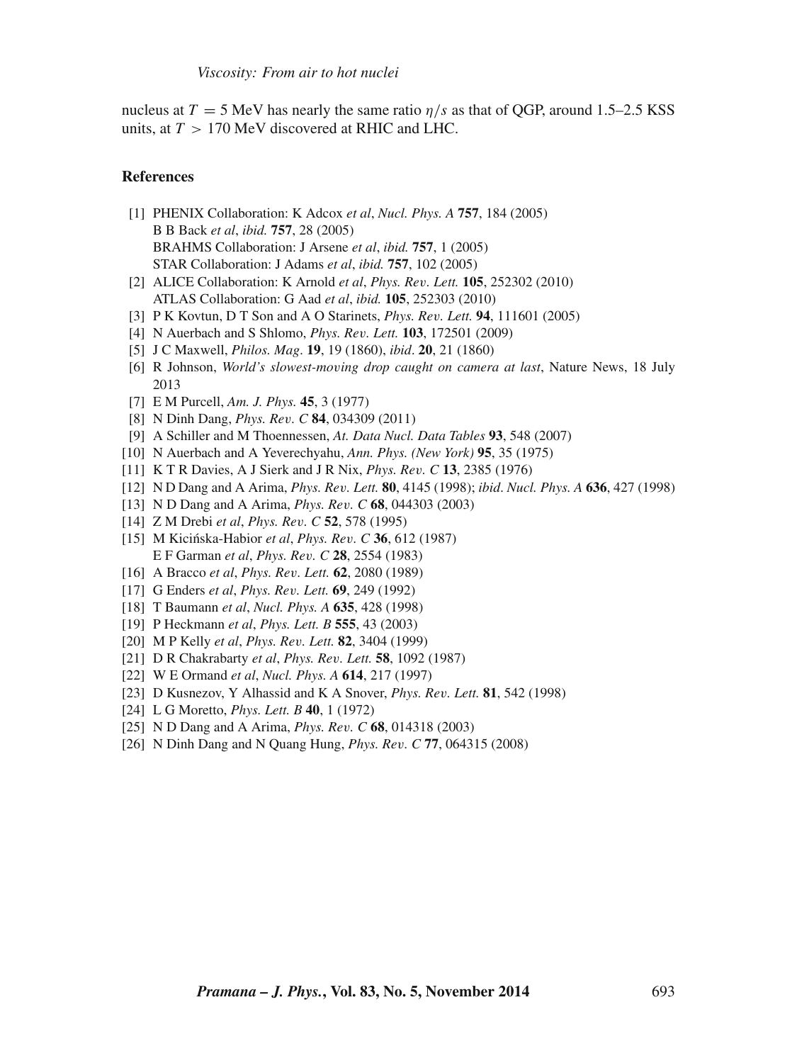nucleus at $T = 5$ MeV has nearly the same ratio $\eta/s$ as that of QGP, around 1.5–2.5 KSS units, at $T > 170$ MeV discovered at RHIC and LHC.

## References

[1] PHENIX Collaboration: K Adcox *et al*, *Nucl. Phys. A* **757**, 184 (2005)
B B Back *et al*, *ibid.* **757**, 28 (2005)
BRAHMS Collaboration: J Arsene *et al*, *ibid.* **757**, 1 (2005)
STAR Collaboration: J Adams *et al*, *ibid.* **757**, 102 (2005)

[2] ALICE Collaboration: K Arnold *et al*, *Phys. Rev. Lett.* **105**, 252302 (2010)
ATLAS Collaboration: G Aad *et al*, *ibid.* **105**, 252303 (2010)

[3] P K Kovtun, D T Son and A O Starinets, *Phys. Rev. Lett.* **94**, 111601 (2005)

[4] N Auerbach and S Shlomo, *Phys. Rev. Lett.* **103**, 172501 (2009)

[5] J C Maxwell, *Philos. Mag*. **19**, 19 (1860), *ibid*. **20**, 21 (1860)

[6] R Johnson, *World's slowest-moving drop caught on camera at last*, Nature News, 18 July 2013

[7] E M Purcell, *Am. J. Phys.* **45**, 3 (1977)

[8] N Dinh Dang, *Phys. Rev. C* **84**, 034309 (2011)

[9] A Schiller and M Thoennessen, *At. Data Nucl. Data Tables* **93**, 548 (2007)

[10] N Auerbach and A Yeverechyahu, *Ann. Phys. (New York)* **95**, 35 (1975)

[11] K T R Davies, A J Sierk and J R Nix, *Phys. Rev. C* **13**, 2385 (1976)

[12] N D Dang and A Arima, *Phys. Rev. Lett.* **80**, 4145 (1998); *ibid*. *Nucl. Phys. A* **636**, 427 (1998)

[13] N D Dang and A Arima, *Phys. Rev. C* **68**, 044303 (2003)

[14] Z M Drebi *et al*, *Phys. Rev. C* **52**, 578 (1995)

[15] M Kicińska-Habior *et al*, *Phys. Rev. C* **36**, 612 (1987)
E F Garman *et al*, *Phys. Rev. C* **28**, 2554 (1983)

[16] A Bracco *et al*, *Phys. Rev. Lett.* **62**, 2080 (1989)

[17] G Enders *et al*, *Phys. Rev. Lett.* **69**, 249 (1992)

[18] T Baumann *et al*, *Nucl. Phys. A* **635**, 428 (1998)

[19] P Heckmann *et al*, *Phys. Lett. B* **555**, 43 (2003)

[20] M P Kelly *et al*, *Phys. Rev. Lett.* **82**, 3404 (1999)

[21] D R Chakrabarty *et al*, *Phys. Rev. Lett.* **58**, 1092 (1987)

[22] W E Ormand *et al*, *Nucl. Phys. A* **614**, 217 (1997)

[23] D Kusnezov, Y Alhassid and K A Snover, *Phys. Rev. Lett.* **81**, 542 (1998)

[24] L G Moretto, *Phys. Lett. B* **40**, 1 (1972)

[25] N D Dang and A Arima, *Phys. Rev. C* **68**, 014318 (2003)

[26] N Dinh Dang and N Quang Hung, *Phys. Rev. C* **77**, 064315 (2008)